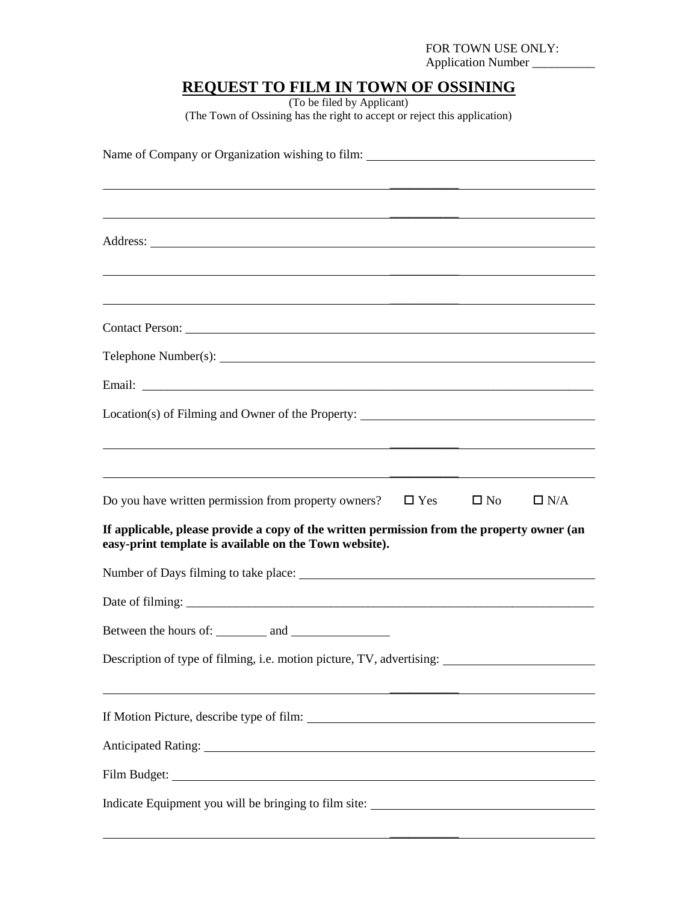FOR TOWN USE ONLY:
Application Number __________

# REQUEST TO FILM IN TOWN OF OSSINING

(To be filed by Applicant)
(The Town of Ossining has the right to accept or reject this application)

Name of Company or Organization wishing to film: ____________________________________

______________________________________________________________________________

______________________________________________________________________________

Address: _______________________________________________________________________

______________________________________________________________________________

______________________________________________________________________________

Contact Person: _________________________________________________________________

Telephone Number(s): ____________________________________________________________

Email: _________________________________________________________________________

Location(s) of Filming and Owner of the Property: ____________________________________

______________________________________________________________________________

______________________________________________________________________________

Do you have written permission from property owners? ☐ Yes ☐ No ☐ N/A

**If applicable, please provide a copy of the written permission from the property owner (an easy-print template is available on the Town website).**

Number of Days filming to take place: _______________________________________________

Date of filming: _________________________________________________________________

Between the hours of: ________ and ________________

Description of type of filming, i.e. motion picture, TV, advertising: ________________________

______________________________________________________________________________

If Motion Picture, describe type of film: _____________________________________________

Anticipated Rating: ______________________________________________________________

Film Budget: ___________________________________________________________________

Indicate Equipment you will be bringing to film site: ___________________________________

______________________________________________________________________________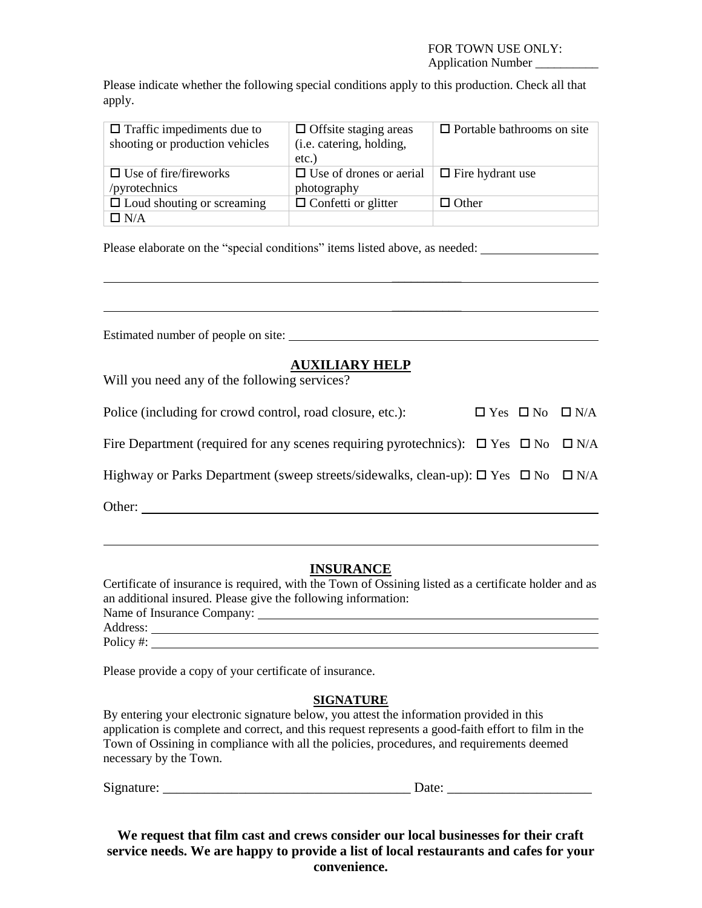FOR TOWN USE ONLY:
Application Number __________

Please indicate whether the following special conditions apply to this production. Check all that apply.

| | | |
|---|---|---|
| ☐ Traffic impediments due to shooting or production vehicles | ☐ Offsite staging areas (i.e. catering, holding, etc.) | ☐ Portable bathrooms on site |
| ☐ Use of fire/fireworks /pyrotechnics | ☐ Use of drones or aerial photography | ☐ Fire hydrant use |
| ☐ Loud shouting or screaming | ☐ Confetti or glitter | ☐ Other |
| ☐ N/A | | |

Please elaborate on the "special conditions" items listed above, as needed: ____________________

____________________________________________________________________________

____________________________________________________________________________

Estimated number of people on site: ____________________________________________

## AUXILIARY HELP

Will you need any of the following services?

Police (including for crowd control, road closure, etc.): ☐ Yes ☐ No ☐ N/A

Fire Department (required for any scenes requiring pyrotechnics): ☐ Yes ☐ No ☐ N/A

Highway or Parks Department (sweep streets/sidewalks, clean-up): ☐ Yes ☐ No ☐ N/A

Other: ______________________________________________________________________

____________________________________________________________________________

## INSURANCE

Certificate of insurance is required, with the Town of Ossining listed as a certificate holder and as an additional insured. Please give the following information:

Name of Insurance Company: ____________________________________________

Address: __________________________________________________________

Policy #: __________________________________________________________

Please provide a copy of your certificate of insurance.

## SIGNATURE

By entering your electronic signature below, you attest the information provided in this application is complete and correct, and this request represents a good-faith effort to film in the Town of Ossining in compliance with all the policies, procedures, and requirements deemed necessary by the Town.

Signature: ____________________________________ Date: _____________________

**We request that film cast and crews consider our local businesses for their craft service needs. We are happy to provide a list of local restaurants and cafes for your convenience.**